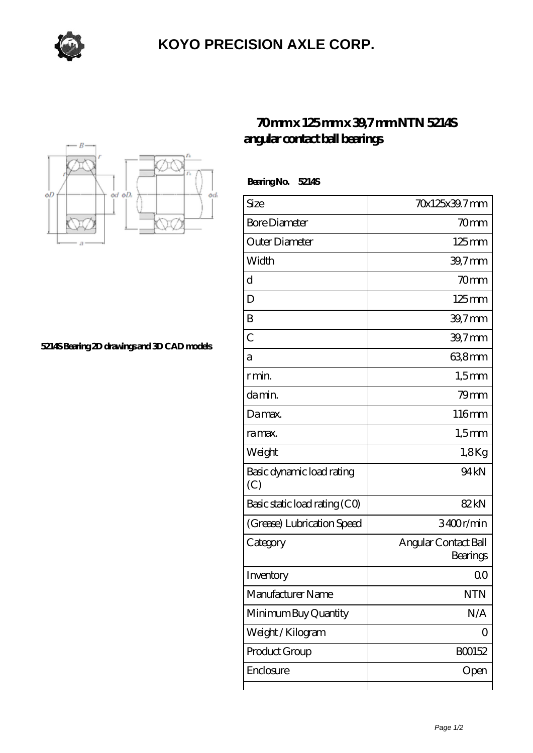# KOYO PRECISION AXLE CORP.

## 70 mm x 125 mm x 39,7 mm NTN 5214S angular contact ball bearings

5214S Bearing 2D drawings and 3D CAD models

**Bearing No. 5214S**

| Size | 70x125x39.7 mm |
|---|---|
| Bore Diameter | 70 mm |
| Outer Diameter | 125 mm |
| Width | 39,7 mm |
| d | 70 mm |
| D | 125 mm |
| B | 39,7 mm |
| C | 39,7 mm |
| a | 63,8 mm |
| r min. | 1,5 mm |
| da min. | 79 mm |
| Da max. | 116 mm |
| ra max. | 1,5 mm |
| Weight | 1,8 Kg |
| Basic dynamic load rating (C) | 94 kN |
| Basic static load rating (C0) | 82 kN |
| (Grease) Lubrication Speed | 3400 r/min |
| Category | Angular Contact Ball Bearings |
| Inventory | 0.0 |
| Manufacturer Name | NTN |
| Minimum Buy Quantity | N/A |
| Weight / Kilogram | 0 |
| Product Group | B00152 |
| Enclosure | Open |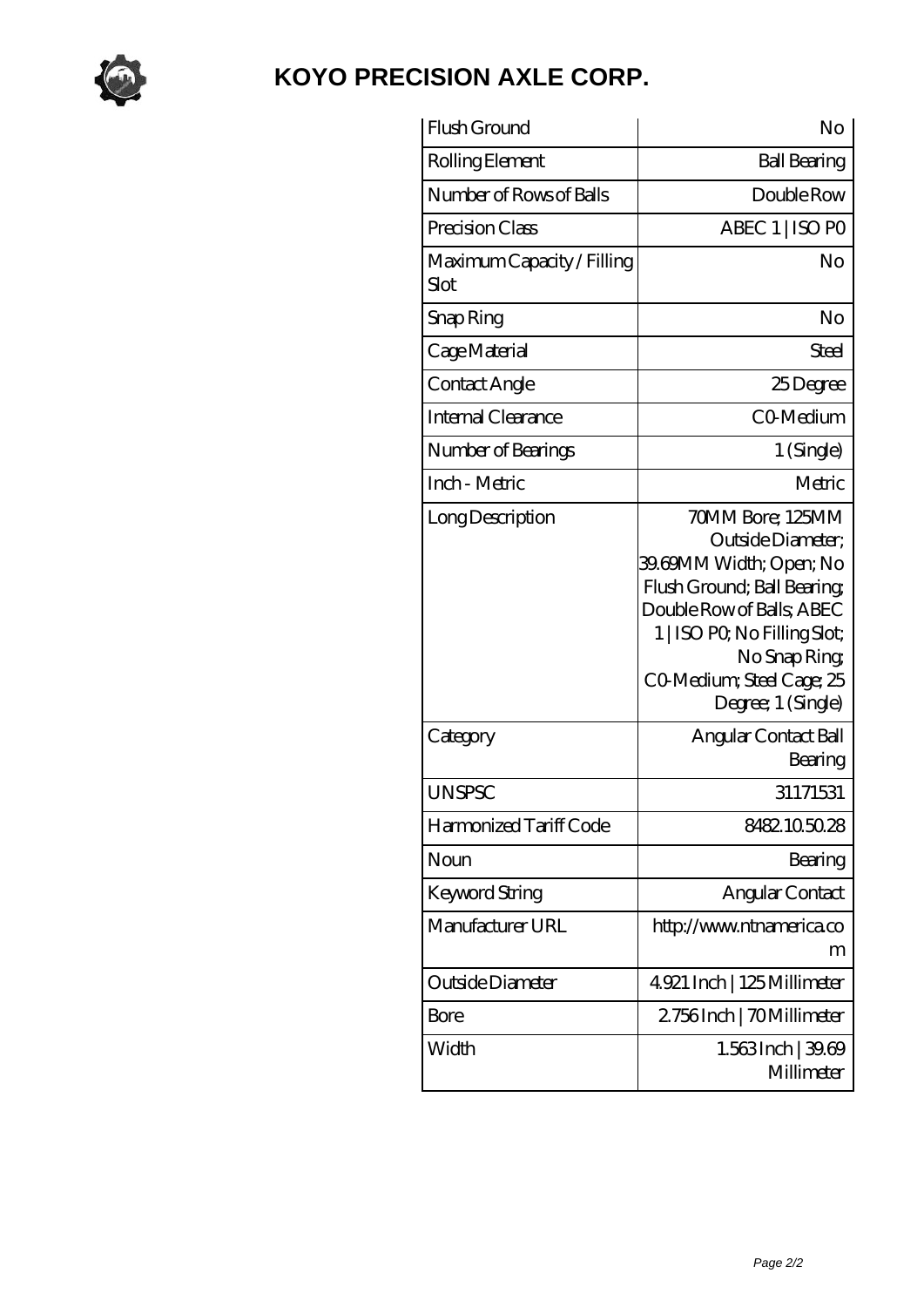# KOYO PRECISION AXLE CORP.

| | |
|---|---|
| Flush Ground | No |
| Rolling Element | Ball Bearing |
| Number of Rows of Balls | Double Row |
| Precision Class | ABEC 1 \| ISO P0 |
| Maximum Capacity / Filling Slot | No |
| Snap Ring | No |
| Cage Material | Steel |
| Contact Angle | 25 Degree |
| Internal Clearance | C0-Medium |
| Number of Bearings | 1 (Single) |
| Inch - Metric | Metric |
| Long Description | 70MM Bore; 125MM Outside Diameter; 39.69MM Width; Open; No Flush Ground; Ball Bearing; Double Row of Balls; ABEC 1 \| ISO P0; No Filling Slot; No Snap Ring; C0-Medium; Steel Cage; 25 Degree; 1 (Single) |
| Category | Angular Contact Ball Bearing |
| UNSPSC | 31171531 |
| Harmonized Tariff Code | 8482.10.50.28 |
| Noun | Bearing |
| Keyword String | Angular Contact |
| Manufacturer URL | http://www.ntnamerica.com |
| Outside Diameter | 4.921 Inch \| 125 Millimeter |
| Bore | 2.756 Inch \| 70 Millimeter |
| Width | 1.563 Inch \| 39.69 Millimeter |